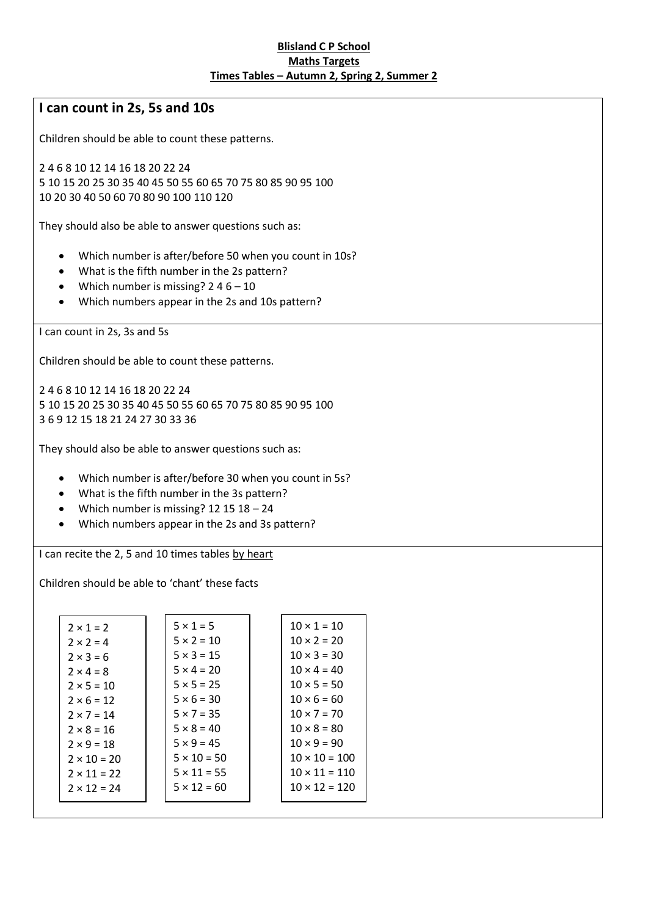**Blisland C P School**
**Maths Targets**
**Times Tables – Autumn 2, Spring 2, Summer 2**

## I can count in 2s, 5s and 10s

Children should be able to count these patterns.

2 4 6 8 10 12 14 16 18 20 22 24
5 10 15 20 25 30 35 40 45 50 55 60 65 70 75 80 85 90 95 100
10 20 30 40 50 60 70 80 90 100 110 120

They should also be able to answer questions such as:

- Which number is after/before 50 when you count in 10s?
- What is the fifth number in the 2s pattern?
- Which number is missing? 2 4 6 – 10
- Which numbers appear in the 2s and 10s pattern?

I can count in 2s, 3s and 5s

Children should be able to count these patterns.

2 4 6 8 10 12 14 16 18 20 22 24
5 10 15 20 25 30 35 40 45 50 55 60 65 70 75 80 85 90 95 100
3 6 9 12 15 18 21 24 27 30 33 36

They should also be able to answer questions such as:

- Which number is after/before 30 when you count in 5s?
- What is the fifth number in the 3s pattern?
- Which number is missing? 12 15 18 – 24
- Which numbers appear in the 2s and 3s pattern?

I can recite the 2, 5 and 10 times tables by heart

Children should be able to 'chant' these facts

| | | |
|---|---|---|
| 2 × 1 = 2 | 5 × 1 = 5 | 10 × 1 = 10 |
| 2 × 2 = 4 | 5 × 2 = 10 | 10 × 2 = 20 |
| 2 × 3 = 6 | 5 × 3 = 15 | 10 × 3 = 30 |
| 2 × 4 = 8 | 5 × 4 = 20 | 10 × 4 = 40 |
| 2 × 5 = 10 | 5 × 5 = 25 | 10 × 5 = 50 |
| 2 × 6 = 12 | 5 × 6 = 30 | 10 × 6 = 60 |
| 2 × 7 = 14 | 5 × 7 = 35 | 10 × 7 = 70 |
| 2 × 8 = 16 | 5 × 8 = 40 | 10 × 8 = 80 |
| 2 × 9 = 18 | 5 × 9 = 45 | 10 × 9 = 90 |
| 2 × 10 = 20 | 5 × 10 = 50 | 10 × 10 = 100 |
| 2 × 11 = 22 | 5 × 11 = 55 | 10 × 11 = 110 |
| 2 × 12 = 24 | 5 × 12 = 60 | 10 × 12 = 120 |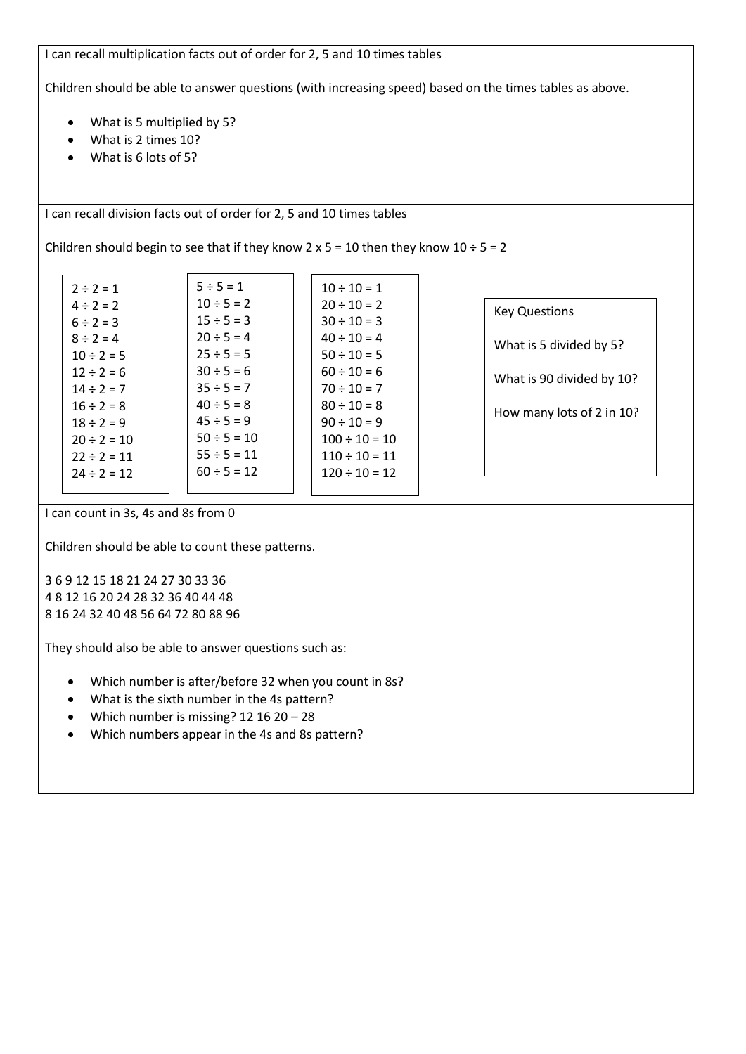I can recall multiplication facts out of order for 2, 5 and 10 times tables

Children should be able to answer questions (with increasing speed) based on the times tables as above.

- What is 5 multiplied by 5?
- What is 2 times 10?
- What is 6 lots of 5?

I can recall division facts out of order for 2, 5 and 10 times tables

Children should begin to see that if they know 2 x 5 = 10 then they know 10 ÷ 5 = 2

| | | |
|---|---|---|
| 2 ÷ 2 = 1 | 5 ÷ 5 = 1 | 10 ÷ 10 = 1 |
| 4 ÷ 2 = 2 | 10 ÷ 5 = 2 | 20 ÷ 10 = 2 |
| 6 ÷ 2 = 3 | 15 ÷ 5 = 3 | 30 ÷ 10 = 3 |
| 8 ÷ 2 = 4 | 20 ÷ 5 = 4 | 40 ÷ 10 = 4 |
| 10 ÷ 2 = 5 | 25 ÷ 5 = 5 | 50 ÷ 10 = 5 |
| 12 ÷ 2 = 6 | 30 ÷ 5 = 6 | 60 ÷ 10 = 6 |
| 14 ÷ 2 = 7 | 35 ÷ 5 = 7 | 70 ÷ 10 = 7 |
| 16 ÷ 2 = 8 | 40 ÷ 5 = 8 | 80 ÷ 10 = 8 |
| 18 ÷ 2 = 9 | 45 ÷ 5 = 9 | 90 ÷ 10 = 9 |
| 20 ÷ 2 = 10 | 50 ÷ 5 = 10 | 100 ÷ 10 = 10 |
| 22 ÷ 2 = 11 | 55 ÷ 5 = 11 | 110 ÷ 10 = 11 |
| 24 ÷ 2 = 12 | 60 ÷ 5 = 12 | 120 ÷ 10 = 12 |

Key Questions

What is 5 divided by 5?

What is 90 divided by 10?

How many lots of 2 in 10?

I can count in 3s, 4s and 8s from 0

Children should be able to count these patterns.

3 6 9 12 15 18 21 24 27 30 33 36
4 8 12 16 20 24 28 32 36 40 44 48
8 16 24 32 40 48 56 64 72 80 88 96

They should also be able to answer questions such as:

- Which number is after/before 32 when you count in 8s?
- What is the sixth number in the 4s pattern?
- Which number is missing? 12 16 20 – 28
- Which numbers appear in the 4s and 8s pattern?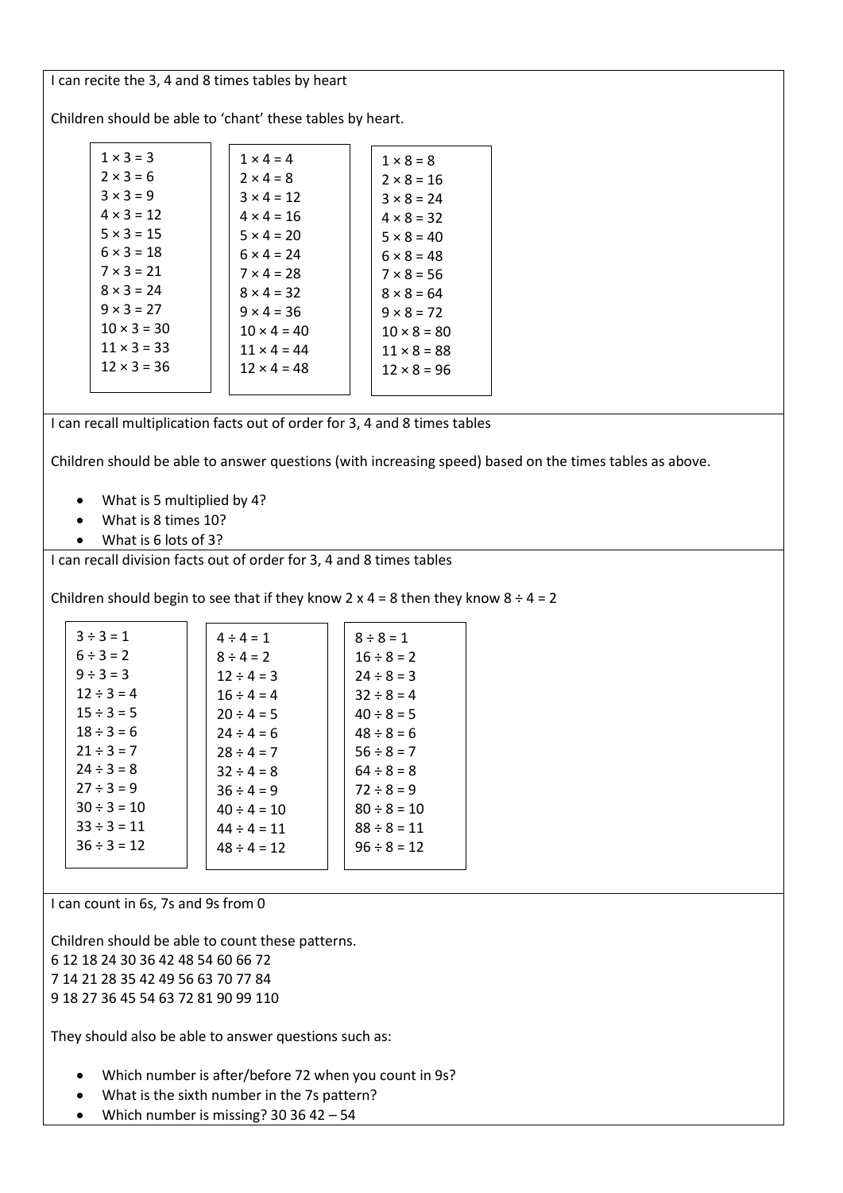I can recite the 3, 4 and 8 times tables by heart

Children should be able to 'chant' these tables by heart.

| | | |
|---|---|---|
| 1 × 3 = 3 | 1 × 4 = 4 | 1 × 8 = 8 |
| 2 × 3 = 6 | 2 × 4 = 8 | 2 × 8 = 16 |
| 3 × 3 = 9 | 3 × 4 = 12 | 3 × 8 = 24 |
| 4 × 3 = 12 | 4 × 4 = 16 | 4 × 8 = 32 |
| 5 × 3 = 15 | 5 × 4 = 20 | 5 × 8 = 40 |
| 6 × 3 = 18 | 6 × 4 = 24 | 6 × 8 = 48 |
| 7 × 3 = 21 | 7 × 4 = 28 | 7 × 8 = 56 |
| 8 × 3 = 24 | 8 × 4 = 32 | 8 × 8 = 64 |
| 9 × 3 = 27 | 9 × 4 = 36 | 9 × 8 = 72 |
| 10 × 3 = 30 | 10 × 4 = 40 | 10 × 8 = 80 |
| 11 × 3 = 33 | 11 × 4 = 44 | 11 × 8 = 88 |
| 12 × 3 = 36 | 12 × 4 = 48 | 12 × 8 = 96 |

I can recall multiplication facts out of order for 3, 4 and 8 times tables

Children should be able to answer questions (with increasing speed) based on the times tables as above.

- What is 5 multiplied by 4?
- What is 8 times 10?
- What is 6 lots of 3?

I can recall division facts out of order for 3, 4 and 8 times tables

Children should begin to see that if they know 2 x 4 = 8 then they know 8 ÷ 4 = 2

| | | |
|---|---|---|
| 3 ÷ 3 = 1 | 4 ÷ 4 = 1 | 8 ÷ 8 = 1 |
| 6 ÷ 3 = 2 | 8 ÷ 4 = 2 | 16 ÷ 8 = 2 |
| 9 ÷ 3 = 3 | 12 ÷ 4 = 3 | 24 ÷ 8 = 3 |
| 12 ÷ 3 = 4 | 16 ÷ 4 = 4 | 32 ÷ 8 = 4 |
| 15 ÷ 3 = 5 | 20 ÷ 4 = 5 | 40 ÷ 8 = 5 |
| 18 ÷ 3 = 6 | 24 ÷ 4 = 6 | 48 ÷ 8 = 6 |
| 21 ÷ 3 = 7 | 28 ÷ 4 = 7 | 56 ÷ 8 = 7 |
| 24 ÷ 3 = 8 | 32 ÷ 4 = 8 | 64 ÷ 8 = 8 |
| 27 ÷ 3 = 9 | 36 ÷ 4 = 9 | 72 ÷ 8 = 9 |
| 30 ÷ 3 = 10 | 40 ÷ 4 = 10 | 80 ÷ 8 = 10 |
| 33 ÷ 3 = 11 | 44 ÷ 4 = 11 | 88 ÷ 8 = 11 |
| 36 ÷ 3 = 12 | 48 ÷ 4 = 12 | 96 ÷ 8 = 12 |

I can count in 6s, 7s and 9s from 0

Children should be able to count these patterns.
6 12 18 24 30 36 42 48 54 60 66 72
7 14 21 28 35 42 49 56 63 70 77 84
9 18 27 36 45 54 63 72 81 90 99 110

They should also be able to answer questions such as:

- Which number is after/before 72 when you count in 9s?
- What is the sixth number in the 7s pattern?
- Which number is missing? 30 36 42 – 54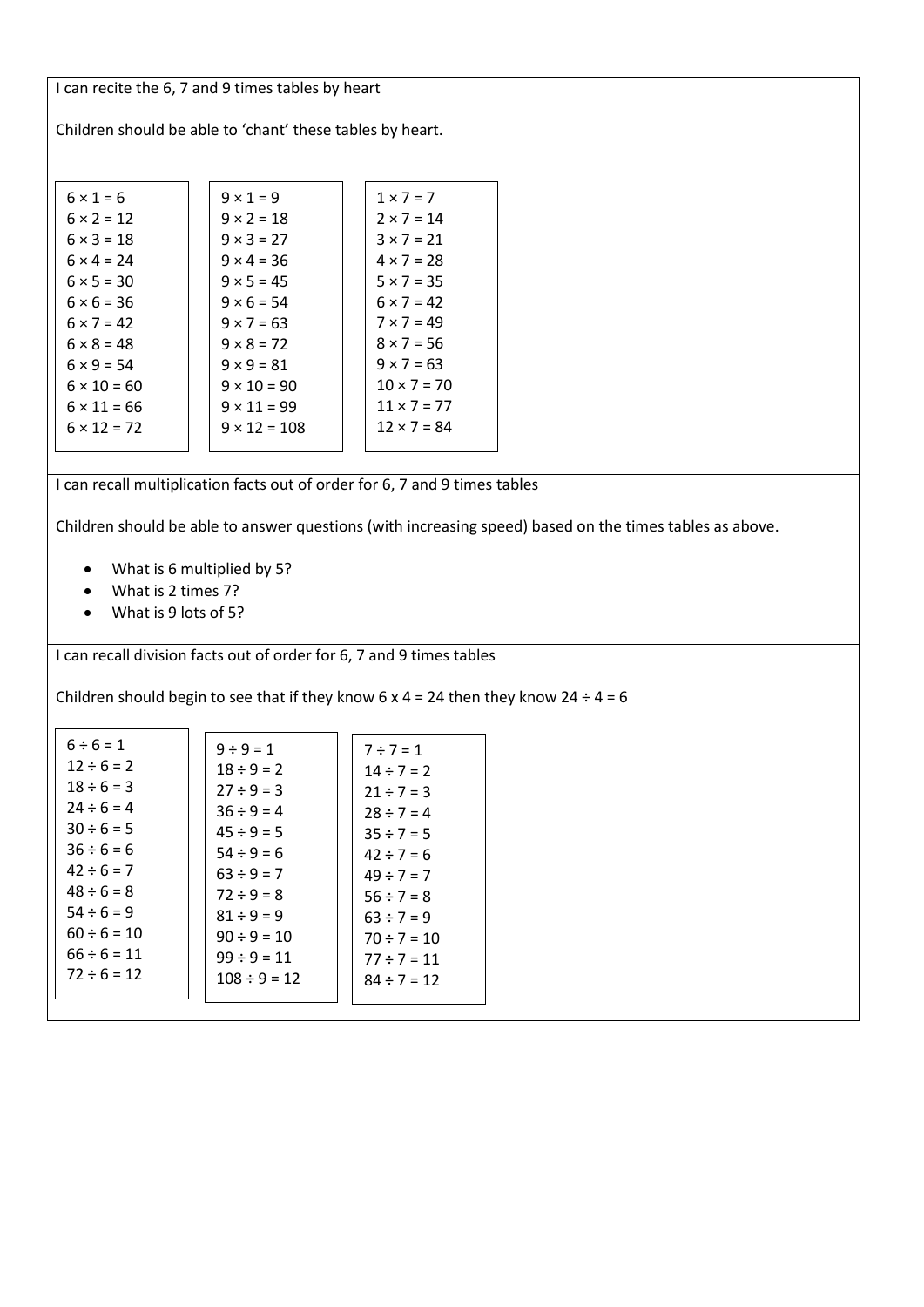I can recite the 6, 7 and 9 times tables by heart

Children should be able to 'chant' these tables by heart.

| | | |
|---|---|---|
| 6 × 1 = 6 | 9 × 1 = 9 | 1 × 7 = 7 |
| 6 × 2 = 12 | 9 × 2 = 18 | 2 × 7 = 14 |
| 6 × 3 = 18 | 9 × 3 = 27 | 3 × 7 = 21 |
| 6 × 4 = 24 | 9 × 4 = 36 | 4 × 7 = 28 |
| 6 × 5 = 30 | 9 × 5 = 45 | 5 × 7 = 35 |
| 6 × 6 = 36 | 9 × 6 = 54 | 6 × 7 = 42 |
| 6 × 7 = 42 | 9 × 7 = 63 | 7 × 7 = 49 |
| 6 × 8 = 48 | 9 × 8 = 72 | 8 × 7 = 56 |
| 6 × 9 = 54 | 9 × 9 = 81 | 9 × 7 = 63 |
| 6 × 10 = 60 | 9 × 10 = 90 | 10 × 7 = 70 |
| 6 × 11 = 66 | 9 × 11 = 99 | 11 × 7 = 77 |
| 6 × 12 = 72 | 9 × 12 = 108 | 12 × 7 = 84 |

I can recall multiplication facts out of order for 6, 7 and 9 times tables

Children should be able to answer questions (with increasing speed) based on the times tables as above.

- What is 6 multiplied by 5?
- What is 2 times 7?
- What is 9 lots of 5?

I can recall division facts out of order for 6, 7 and 9 times tables

Children should begin to see that if they know 6 x 4 = 24 then they know 24 ÷ 4 = 6

| | | |
|---|---|---|
| 6 ÷ 6 = 1 | 9 ÷ 9 = 1 | 7 ÷ 7 = 1 |
| 12 ÷ 6 = 2 | 18 ÷ 9 = 2 | 14 ÷ 7 = 2 |
| 18 ÷ 6 = 3 | 27 ÷ 9 = 3 | 21 ÷ 7 = 3 |
| 24 ÷ 6 = 4 | 36 ÷ 9 = 4 | 28 ÷ 7 = 4 |
| 30 ÷ 6 = 5 | 45 ÷ 9 = 5 | 35 ÷ 7 = 5 |
| 36 ÷ 6 = 6 | 54 ÷ 9 = 6 | 42 ÷ 7 = 6 |
| 42 ÷ 6 = 7 | 63 ÷ 9 = 7 | 49 ÷ 7 = 7 |
| 48 ÷ 6 = 8 | 72 ÷ 9 = 8 | 56 ÷ 7 = 8 |
| 54 ÷ 6 = 9 | 81 ÷ 9 = 9 | 63 ÷ 7 = 9 |
| 60 ÷ 6 = 10 | 90 ÷ 9 = 10 | 70 ÷ 7 = 10 |
| 66 ÷ 6 = 11 | 99 ÷ 9 = 11 | 77 ÷ 7 = 11 |
| 72 ÷ 6 = 12 | 108 ÷ 9 = 12 | 84 ÷ 7 = 12 |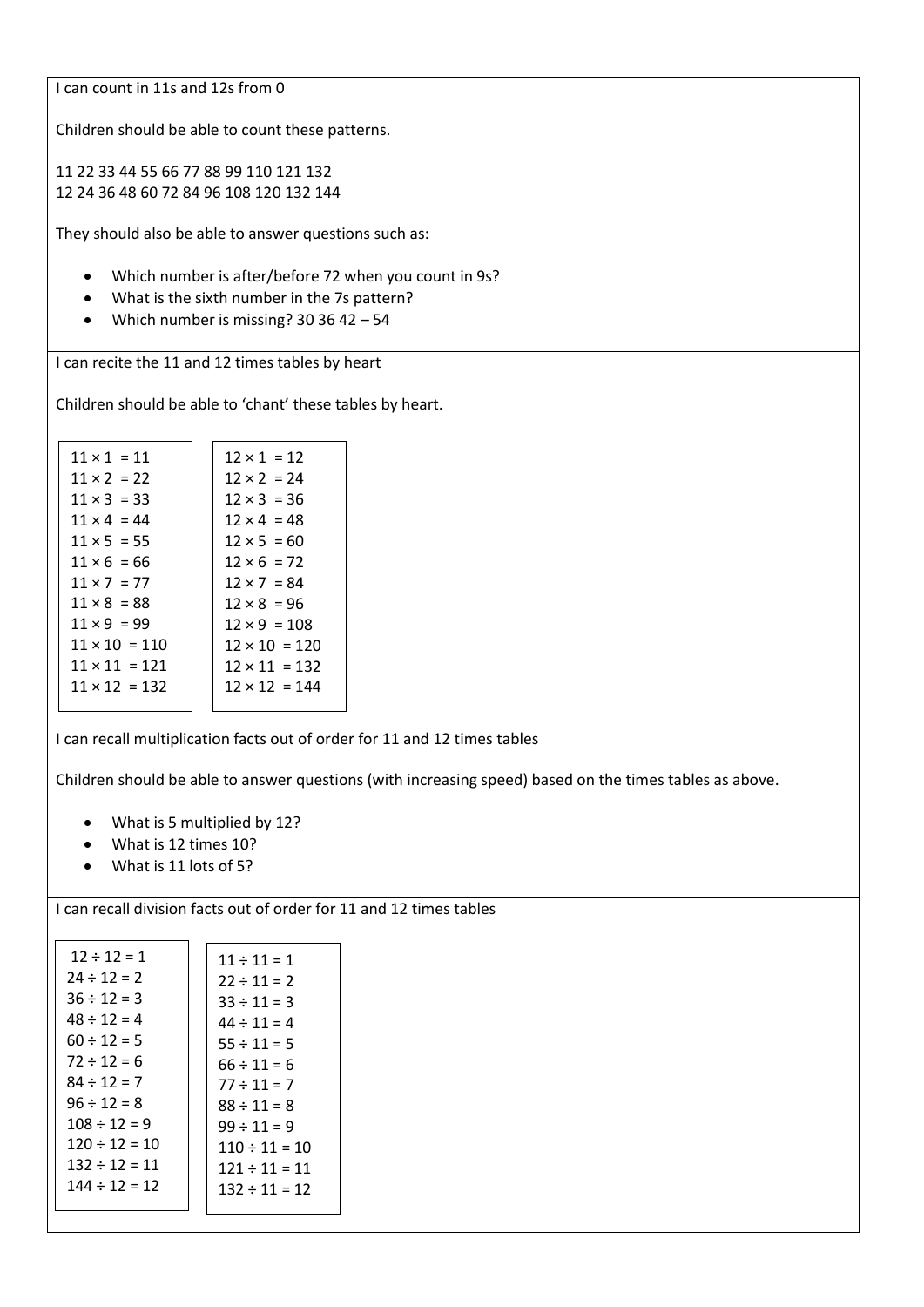I can count in 11s and 12s from 0

Children should be able to count these patterns.

11 22 33 44 55 66 77 88 99 110 121 132
12 24 36 48 60 72 84 96 108 120 132 144

They should also be able to answer questions such as:

- Which number is after/before 72 when you count in 9s?
- What is the sixth number in the 7s pattern?
- Which number is missing? 30 36 42 – 54

I can recite the 11 and 12 times tables by heart

Children should be able to 'chant' these tables by heart.

| | |
|---|---|
| $11 \times 1 = 11$ | $12 \times 1 = 12$ |
| $11 \times 2 = 22$ | $12 \times 2 = 24$ |
| $11 \times 3 = 33$ | $12 \times 3 = 36$ |
| $11 \times 4 = 44$ | $12 \times 4 = 48$ |
| $11 \times 5 = 55$ | $12 \times 5 = 60$ |
| $11 \times 6 = 66$ | $12 \times 6 = 72$ |
| $11 \times 7 = 77$ | $12 \times 7 = 84$ |
| $11 \times 8 = 88$ | $12 \times 8 = 96$ |
| $11 \times 9 = 99$ | $12 \times 9 = 108$ |
| $11 \times 10 = 110$ | $12 \times 10 = 120$ |
| $11 \times 11 = 121$ | $12 \times 11 = 132$ |
| $11 \times 12 = 132$ | $12 \times 12 = 144$ |

I can recall multiplication facts out of order for 11 and 12 times tables

Children should be able to answer questions (with increasing speed) based on the times tables as above.

- What is 5 multiplied by 12?
- What is 12 times 10?
- What is 11 lots of 5?

I can recall division facts out of order for 11 and 12 times tables

| | |
|---|---|
| $12 \div 12 = 1$ | $11 \div 11 = 1$ |
| $24 \div 12 = 2$ | $22 \div 11 = 2$ |
| $36 \div 12 = 3$ | $33 \div 11 = 3$ |
| $48 \div 12 = 4$ | $44 \div 11 = 4$ |
| $60 \div 12 = 5$ | $55 \div 11 = 5$ |
| $72 \div 12 = 6$ | $66 \div 11 = 6$ |
| $84 \div 12 = 7$ | $77 \div 11 = 7$ |
| $96 \div 12 = 8$ | $88 \div 11 = 8$ |
| $108 \div 12 = 9$ | $99 \div 11 = 9$ |
| $120 \div 12 = 10$ | $110 \div 11 = 10$ |
| $132 \div 12 = 11$ | $121 \div 11 = 11$ |
| $144 \div 12 = 12$ | $132 \div 11 = 12$ |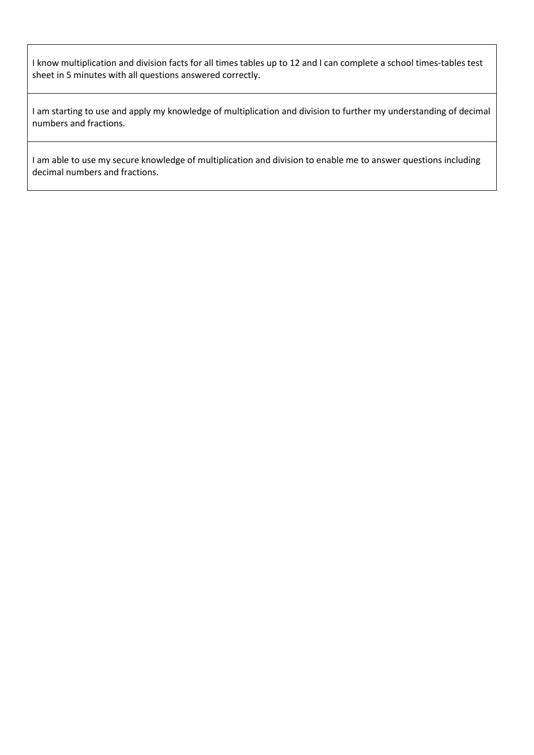| |
| --- |
| I know multiplication and division facts for all times tables up to 12 and I can complete a school times-tables test sheet in 5 minutes with all questions answered correctly. |
| I am starting to use and apply my knowledge of multiplication and division to further my understanding of decimal numbers and fractions. |
| I am able to use my secure knowledge of multiplication and division to enable me to answer questions including decimal numbers and fractions. |